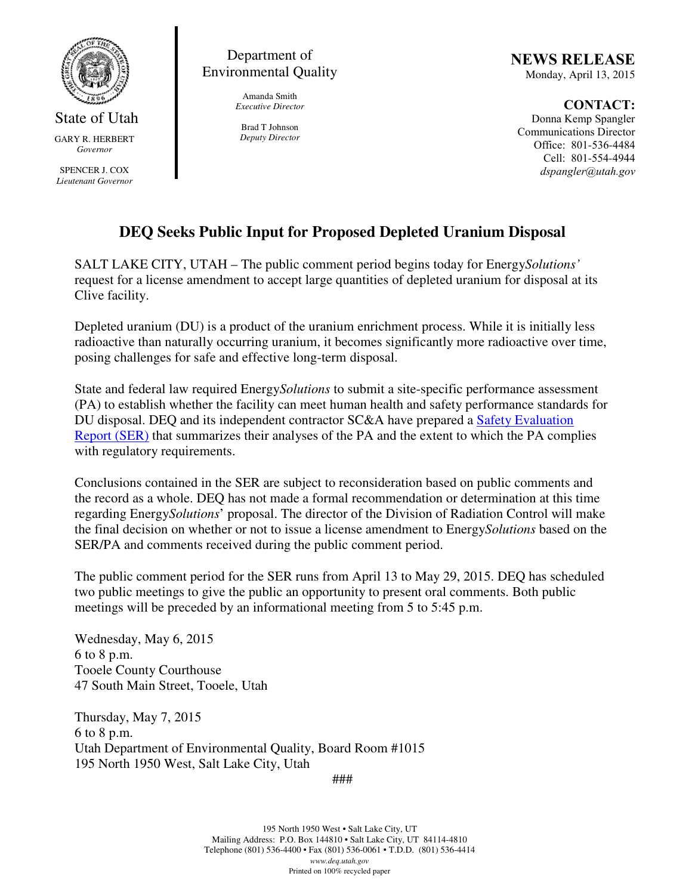State of Utah

GARY R. HERBERT
*Governor*

SPENCER J. COX
*Lieutenant Governor*

Department of Environmental Quality

Amanda Smith
*Executive Director*

Brad T Johnson
*Deputy Director*

**NEWS RELEASE**
Monday, April 13, 2015

**CONTACT:**
Donna Kemp Spangler
Communications Director
Office: 801-536-4484
Cell: 801-554-4944
*dspangler@utah.gov*

# DEQ Seeks Public Input for Proposed Depleted Uranium Disposal

SALT LAKE CITY, UTAH – The public comment period begins today for Energy*Solutions'* request for a license amendment to accept large quantities of depleted uranium for disposal at its Clive facility.

Depleted uranium (DU) is a product of the uranium enrichment process. While it is initially less radioactive than naturally occurring uranium, it becomes significantly more radioactive over time, posing challenges for safe and effective long-term disposal.

State and federal law required Energy*Solutions* to submit a site-specific performance assessment (PA) to establish whether the facility can meet human health and safety performance standards for DU disposal. DEQ and its independent contractor SC&A have prepared a Safety Evaluation Report (SER) that summarizes their analyses of the PA and the extent to which the PA complies with regulatory requirements.

Conclusions contained in the SER are subject to reconsideration based on public comments and the record as a whole. DEQ has not made a formal recommendation or determination at this time regarding Energy*Solutions*' proposal. The director of the Division of Radiation Control will make the final decision on whether or not to issue a license amendment to Energy*Solutions* based on the SER/PA and comments received during the public comment period.

The public comment period for the SER runs from April 13 to May 29, 2015. DEQ has scheduled two public meetings to give the public an opportunity to present oral comments. Both public meetings will be preceded by an informational meeting from 5 to 5:45 p.m.

Wednesday, May 6, 2015
6 to 8 p.m.
Tooele County Courthouse
47 South Main Street, Tooele, Utah

Thursday, May 7, 2015
6 to 8 p.m.
Utah Department of Environmental Quality, Board Room #1015
195 North 1950 West, Salt Lake City, Utah

###

195 North 1950 West • Salt Lake City, UT
Mailing Address: P.O. Box 144810 • Salt Lake City, UT 84114-4810
Telephone (801) 536-4400 • Fax (801) 536-0061 • T.D.D. (801) 536-4414
*www.deq.utah.gov*
Printed on 100% recycled paper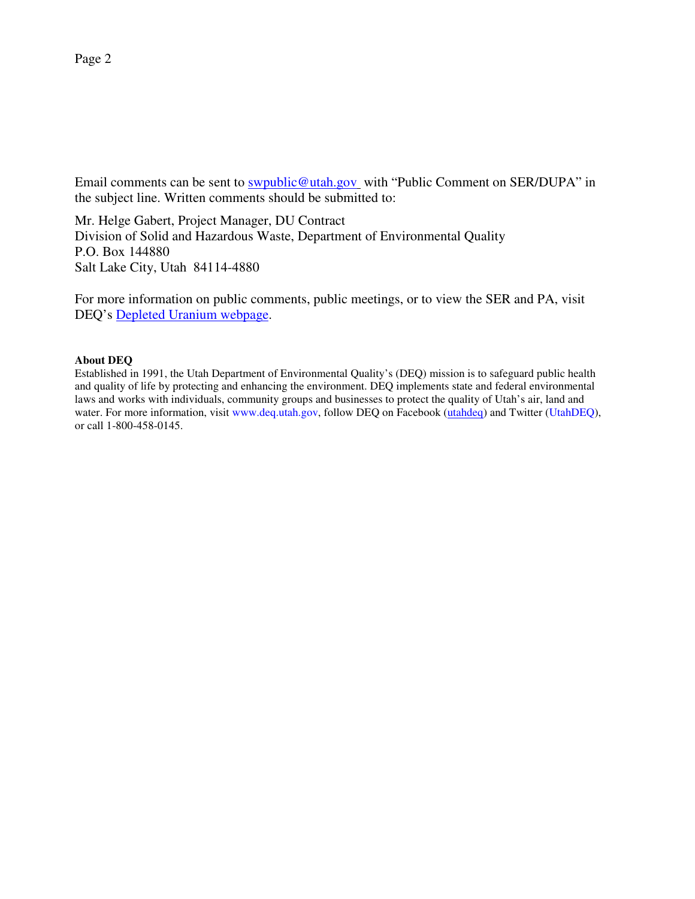Email comments can be sent to swpublic@utah.gov with "Public Comment on SER/DUPA" in the subject line. Written comments should be submitted to:

Mr. Helge Gabert, Project Manager, DU Contract
Division of Solid and Hazardous Waste, Department of Environmental Quality
P.O. Box 144880
Salt Lake City, Utah 84114-4880

For more information on public comments, public meetings, or to view the SER and PA, visit DEQ's Depleted Uranium webpage.

**About DEQ**

Established in 1991, the Utah Department of Environmental Quality's (DEQ) mission is to safeguard public health and quality of life by protecting and enhancing the environment. DEQ implements state and federal environmental laws and works with individuals, community groups and businesses to protect the quality of Utah's air, land and water. For more information, visit www.deq.utah.gov, follow DEQ on Facebook (utahdeq) and Twitter (UtahDEQ), or call 1-800-458-0145.